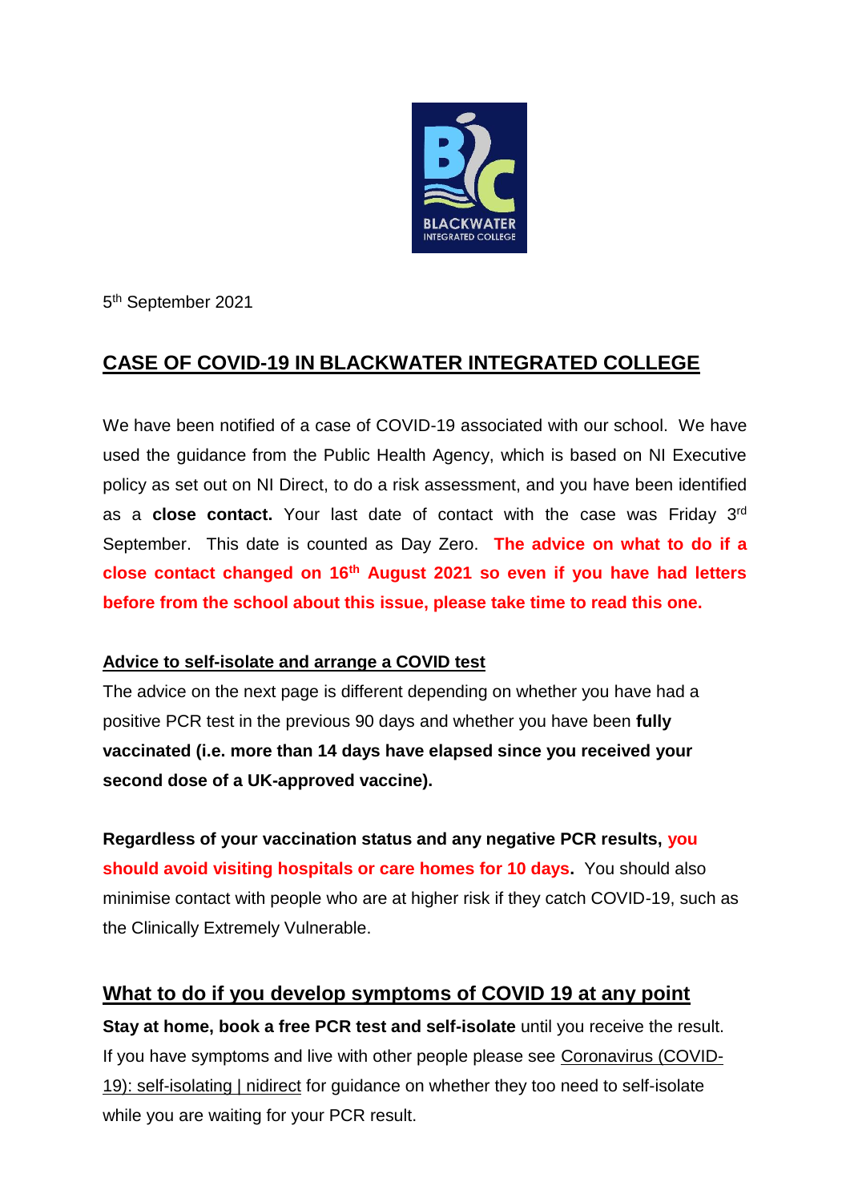5th September 2021

# CASE OF COVID-19 IN BLACKWATER INTEGRATED COLLEGE

We have been notified of a case of COVID-19 associated with our school. We have used the guidance from the Public Health Agency, which is based on NI Executive policy as set out on NI Direct, to do a risk assessment, and you have been identified as a **close contact.** Your last date of contact with the case was Friday 3rd September. This date is counted as Day Zero. **The advice on what to do if a close contact changed on 16th August 2021 so even if you have had letters before from the school about this issue, please take time to read this one.**

## Advice to self-isolate and arrange a COVID test

The advice on the next page is different depending on whether you have had a positive PCR test in the previous 90 days and whether you have been **fully vaccinated (i.e. more than 14 days have elapsed since you received your second dose of a UK-approved vaccine).**

**Regardless of your vaccination status and any negative PCR results, you should avoid visiting hospitals or care homes for 10 days.** You should also minimise contact with people who are at higher risk if they catch COVID-19, such as the Clinically Extremely Vulnerable.

## What to do if you develop symptoms of COVID 19 at any point

**Stay at home, book a free PCR test and self-isolate** until you receive the result. If you have symptoms and live with other people please see Coronavirus (COVID-19): self-isolating | nidirect for guidance on whether they too need to self-isolate while you are waiting for your PCR result.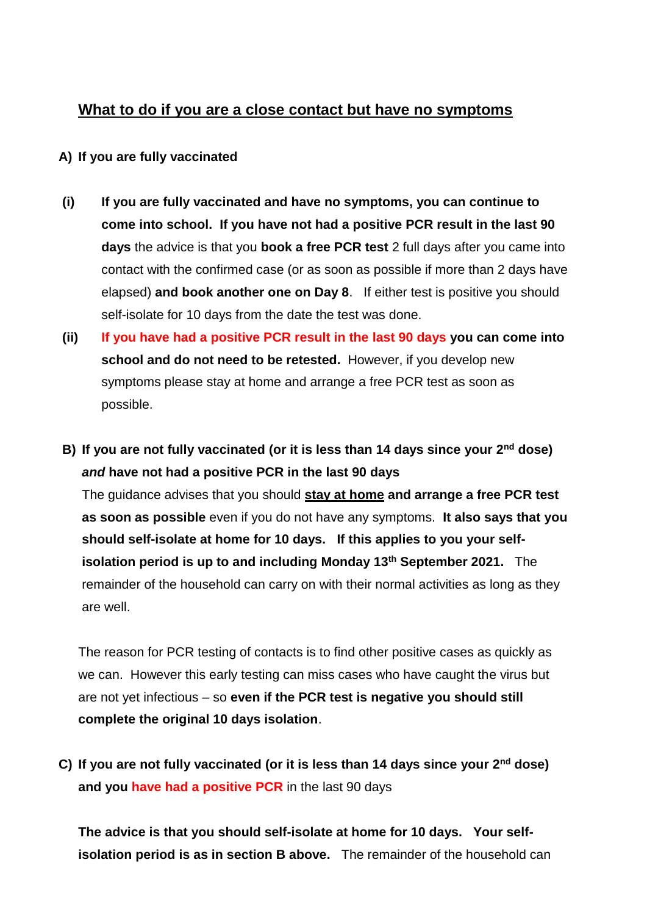## What to do if you are a close contact but have no symptoms

**A) If you are fully vaccinated**

**(i)** **If you are fully vaccinated and have no symptoms, you can continue to come into school. If you have not had a positive PCR result in the last 90 days** the advice is that you **book a free PCR test** 2 full days after you came into contact with the confirmed case (or as soon as possible if more than 2 days have elapsed) **and book another one on Day 8**. If either test is positive you should self-isolate for 10 days from the date the test was done.

**(ii)** **If you have had a positive PCR result in the last 90 days you can come into school and do not need to be retested.** However, if you develop new symptoms please stay at home and arrange a free PCR test as soon as possible.

**B) If you are not fully vaccinated (or it is less than 14 days since your 2nd dose) *and* have not had a positive PCR in the last 90 days**

The guidance advises that you should **stay at home and arrange a free PCR test as soon as possible** even if you do not have any symptoms. **It also says that you should self-isolate at home for 10 days. If this applies to you your self-isolation period is up to and including Monday 13th September 2021.** The remainder of the household can carry on with their normal activities as long as they are well.

The reason for PCR testing of contacts is to find other positive cases as quickly as we can. However this early testing can miss cases who have caught the virus but are not yet infectious – so **even if the PCR test is negative you should still complete the original 10 days isolation**.

**C) If you are not fully vaccinated (or it is less than 14 days since your 2nd dose) and you have had a positive PCR** in the last 90 days

**The advice is that you should self-isolate at home for 10 days. Your self-isolation period is as in section B above.** The remainder of the household can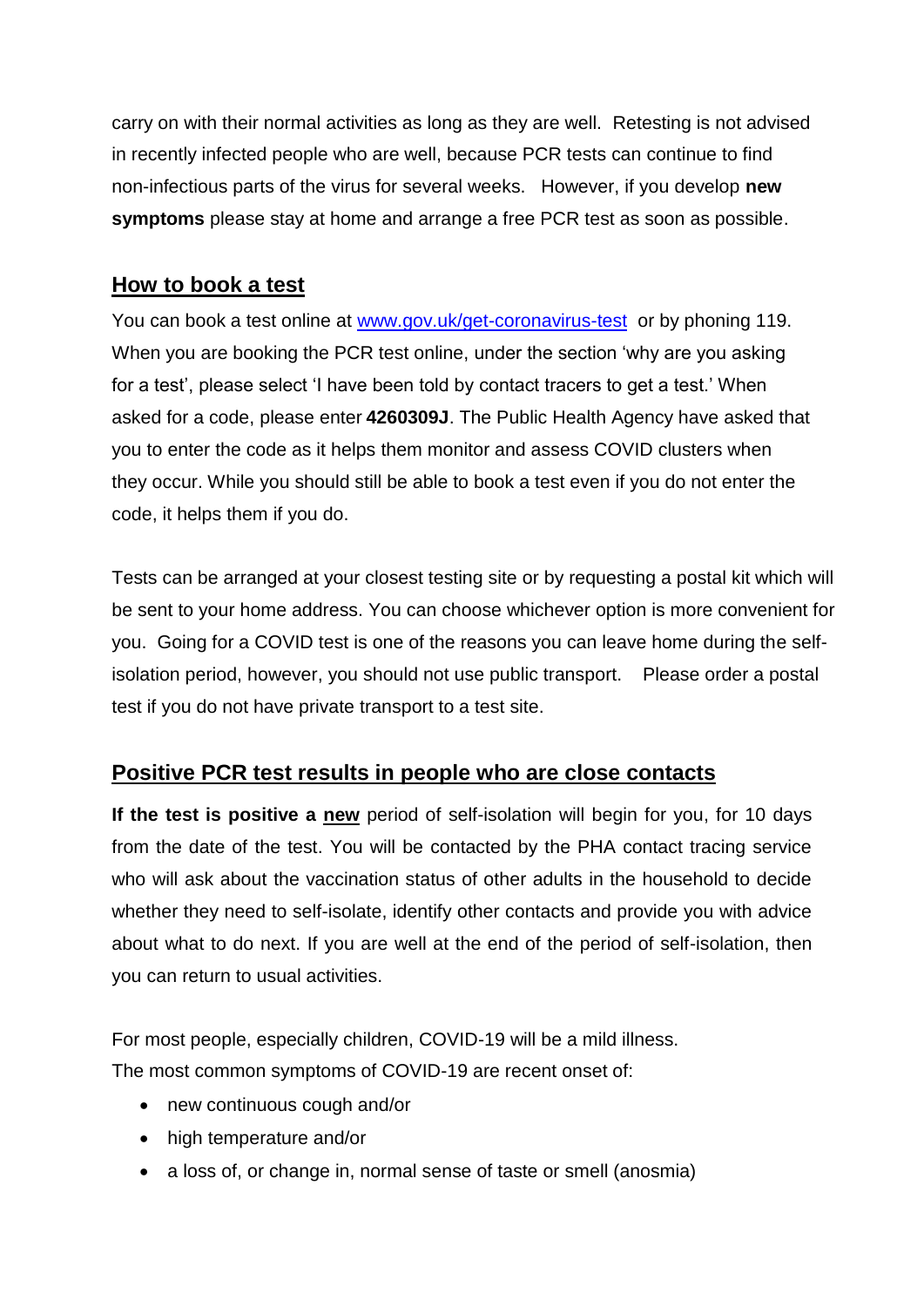carry on with their normal activities as long as they are well. Retesting is not advised in recently infected people who are well, because PCR tests can continue to find non-infectious parts of the virus for several weeks. However, if you develop **new symptoms** please stay at home and arrange a free PCR test as soon as possible.

## How to book a test

You can book a test online at [www.gov.uk/get-coronavirus-test](www.gov.uk/get-coronavirus-test) or by phoning 119. When you are booking the PCR test online, under the section 'why are you asking for a test', please select 'I have been told by contact tracers to get a test.' When asked for a code, please enter **4260309J**. The Public Health Agency have asked that you to enter the code as it helps them monitor and assess COVID clusters when they occur. While you should still be able to book a test even if you do not enter the code, it helps them if you do.

Tests can be arranged at your closest testing site or by requesting a postal kit which will be sent to your home address. You can choose whichever option is more convenient for you. Going for a COVID test is one of the reasons you can leave home during the self-isolation period, however, you should not use public transport. Please order a postal test if you do not have private transport to a test site.

## Positive PCR test results in people who are close contacts

**If the test is positive a new** period of self-isolation will begin for you, for 10 days from the date of the test. You will be contacted by the PHA contact tracing service who will ask about the vaccination status of other adults in the household to decide whether they need to self-isolate, identify other contacts and provide you with advice about what to do next. If you are well at the end of the period of self-isolation, then you can return to usual activities.

For most people, especially children, COVID-19 will be a mild illness.
The most common symptoms of COVID-19 are recent onset of:

- new continuous cough and/or
- high temperature and/or
- a loss of, or change in, normal sense of taste or smell (anosmia)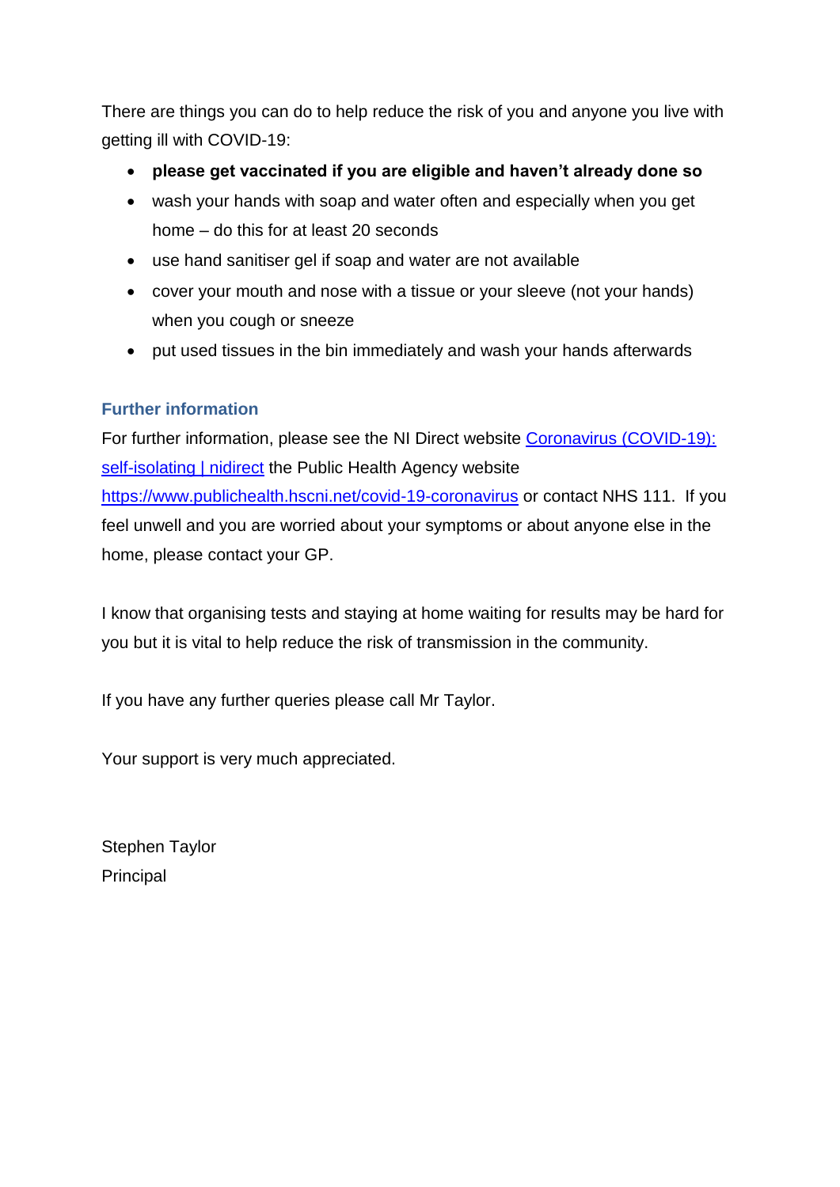There are things you can do to help reduce the risk of you and anyone you live with getting ill with COVID-19:

- **please get vaccinated if you are eligible and haven't already done so**
- wash your hands with soap and water often and especially when you get home – do this for at least 20 seconds
- use hand sanitiser gel if soap and water are not available
- cover your mouth and nose with a tissue or your sleeve (not your hands) when you cough or sneeze
- put used tissues in the bin immediately and wash your hands afterwards

### Further information

For further information, please see the NI Direct website [Coronavirus (COVID-19): self-isolating | nidirect]() the Public Health Agency website https://www.publichealth.hscni.net/covid-19-coronavirus or contact NHS 111. If you feel unwell and you are worried about your symptoms or about anyone else in the home, please contact your GP.

I know that organising tests and staying at home waiting for results may be hard for you but it is vital to help reduce the risk of transmission in the community.

If you have any further queries please call Mr Taylor.

Your support is very much appreciated.

Stephen Taylor
Principal